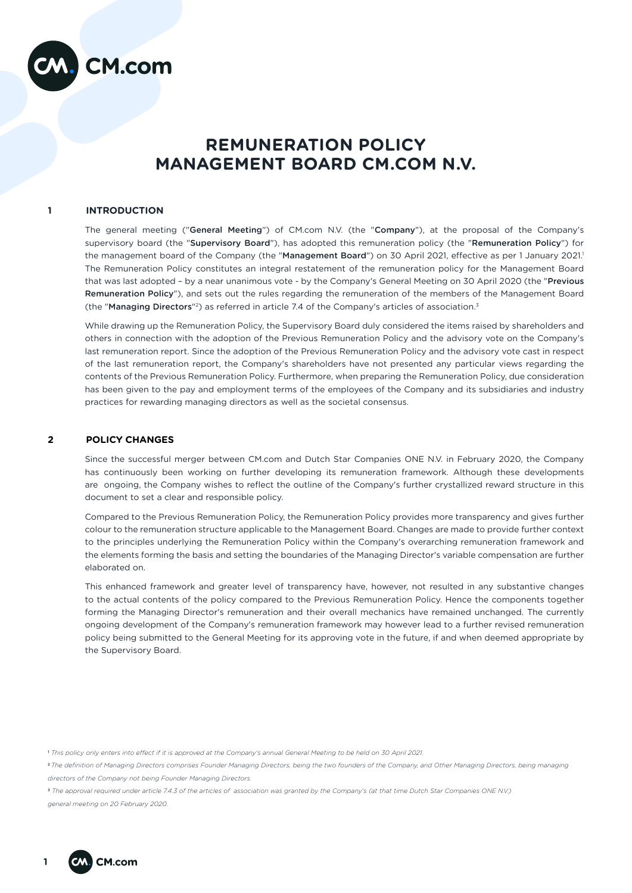# REMUNERATION POLICY MANAGEMENT BOARD CM.COM N.V.

## 1 INTRODUCTION

The general meeting ("**General Meeting**") of CM.com N.V. (the "**Company**"), at the proposal of the Company's supervisory board (the "**Supervisory Board**"), has adopted this remuneration policy (the "**Remuneration Policy**") for the management board of the Company (the "**Management Board**") on 30 April 2021, effective as per 1 January 2021.[1] The Remuneration Policy constitutes an integral restatement of the remuneration policy for the Management Board that was last adopted – by a near unanimous vote - by the Company's General Meeting on 30 April 2020 (the "**Previous Remuneration Policy**"), and sets out the rules regarding the remuneration of the members of the Management Board (the "**Managing Directors**"[2]) as referred in article 7.4 of the Company's articles of association.[3]

While drawing up the Remuneration Policy, the Supervisory Board duly considered the items raised by shareholders and others in connection with the adoption of the Previous Remuneration Policy and the advisory vote on the Company's last remuneration report. Since the adoption of the Previous Remuneration Policy and the advisory vote cast in respect of the last remuneration report, the Company's shareholders have not presented any particular views regarding the contents of the Previous Remuneration Policy. Furthermore, when preparing the Remuneration Policy, due consideration has been given to the pay and employment terms of the employees of the Company and its subsidiaries and industry practices for rewarding managing directors as well as the societal consensus.

## 2 POLICY CHANGES

Since the successful merger between CM.com and Dutch Star Companies ONE N.V. in February 2020, the Company has continuously been working on further developing its remuneration framework. Although these developments are ongoing, the Company wishes to reflect the outline of the Company's further crystallized reward structure in this document to set a clear and responsible policy.

Compared to the Previous Remuneration Policy, the Remuneration Policy provides more transparency and gives further colour to the remuneration structure applicable to the Management Board. Changes are made to provide further context to the principles underlying the Remuneration Policy within the Company's overarching remuneration framework and the elements forming the basis and setting the boundaries of the Managing Director's variable compensation are further elaborated on.

This enhanced framework and greater level of transparency have, however, not resulted in any substantive changes to the actual contents of the policy compared to the Previous Remuneration Policy. Hence the components together forming the Managing Director's remuneration and their overall mechanics have remained unchanged. The currently ongoing development of the Company's remuneration framework may however lead to a further revised remuneration policy being submitted to the General Meeting for its approving vote in the future, if and when deemed appropriate by the Supervisory Board.

---

[1] *This policy only enters into effect if it is approved at the Company's annual General Meeting to be held on 30 April 2021.*

[2] *The definition of Managing Directors comprises Founder Managing Directors, being the two founders of the Company, and Other Managing Directors, being managing directors of the Company not being Founder Managing Directors.*

[3] *The approval required under article 7.4.3 of the articles of association was granted by the Company's (at that time Dutch Star Companies ONE N.V.) general meeting on 20 February 2020.*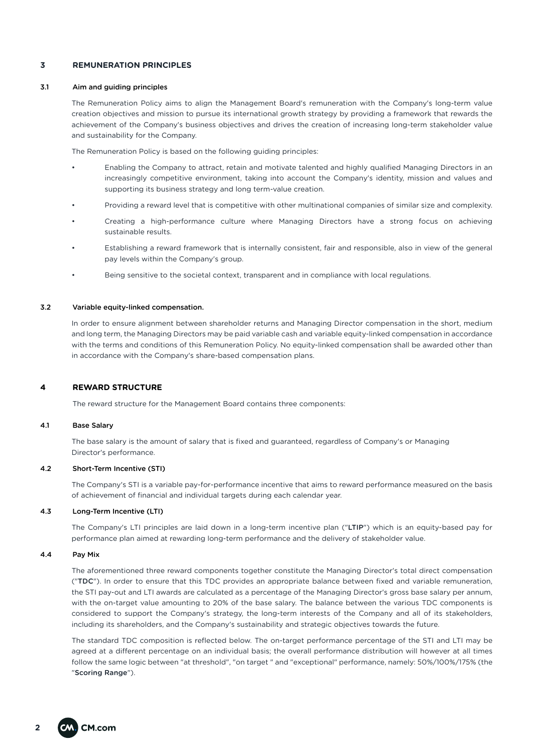## 3 REMUNERATION PRINCIPLES

### 3.1 Aim and guiding principles

The Remuneration Policy aims to align the Management Board's remuneration with the Company's long-term value creation objectives and mission to pursue its international growth strategy by providing a framework that rewards the achievement of the Company's business objectives and drives the creation of increasing long-term stakeholder value and sustainability for the Company.

The Remuneration Policy is based on the following guiding principles:

- Enabling the Company to attract, retain and motivate talented and highly qualified Managing Directors in an increasingly competitive environment, taking into account the Company's identity, mission and values and supporting its business strategy and long term-value creation.
- Providing a reward level that is competitive with other multinational companies of similar size and complexity.
- Creating a high-performance culture where Managing Directors have a strong focus on achieving sustainable results.
- Establishing a reward framework that is internally consistent, fair and responsible, also in view of the general pay levels within the Company's group.
- Being sensitive to the societal context, transparent and in compliance with local regulations.

### 3.2 Variable equity-linked compensation.

In order to ensure alignment between shareholder returns and Managing Director compensation in the short, medium and long term, the Managing Directors may be paid variable cash and variable equity-linked compensation in accordance with the terms and conditions of this Remuneration Policy. No equity-linked compensation shall be awarded other than in accordance with the Company's share-based compensation plans.

## 4 REWARD STRUCTURE

The reward structure for the Management Board contains three components:

### 4.1 Base Salary

The base salary is the amount of salary that is fixed and guaranteed, regardless of Company's or Managing Director's performance.

### 4.2 Short-Term Incentive (STI)

The Company's STI is a variable pay-for-performance incentive that aims to reward performance measured on the basis of achievement of financial and individual targets during each calendar year.

### 4.3 Long-Term Incentive (LTI)

The Company's LTI principles are laid down in a long-term incentive plan ("**LTIP**") which is an equity-based pay for performance plan aimed at rewarding long-term performance and the delivery of stakeholder value.

### 4.4 Pay Mix

The aforementioned three reward components together constitute the Managing Director's total direct compensation ("**TDC**"). In order to ensure that this TDC provides an appropriate balance between fixed and variable remuneration, the STI pay-out and LTI awards are calculated as a percentage of the Managing Director's gross base salary per annum, with the on-target value amounting to 20% of the base salary. The balance between the various TDC components is considered to support the Company's strategy, the long-term interests of the Company and all of its stakeholders, including its shareholders, and the Company's sustainability and strategic objectives towards the future.

The standard TDC composition is reflected below. The on-target performance percentage of the STI and LTI may be agreed at a different percentage on an individual basis; the overall performance distribution will however at all times follow the same logic between "at threshold", "on target " and "exceptional" performance, namely: 50%/100%/175% (the "**Scoring Range**").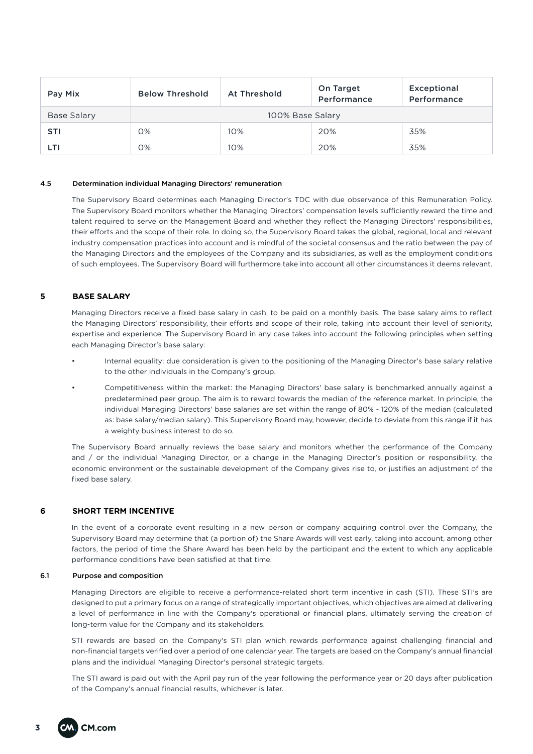| Pay Mix | Below Threshold | At Threshold | On Target Performance | Exceptional Performance |
|---|---|---|---|---|
| Base Salary | 100% Base Salary | | | |
| STI | 0% | 10% | 20% | 35% |
| LTI | 0% | 10% | 20% | 35% |

### 4.5 Determination individual Managing Directors' remuneration

The Supervisory Board determines each Managing Director's TDC with due observance of this Remuneration Policy. The Supervisory Board monitors whether the Managing Directors' compensation levels sufficiently reward the time and talent required to serve on the Management Board and whether they reflect the Managing Directors' responsibilities, their efforts and the scope of their role. In doing so, the Supervisory Board takes the global, regional, local and relevant industry compensation practices into account and is mindful of the societal consensus and the ratio between the pay of the Managing Directors and the employees of the Company and its subsidiaries, as well as the employment conditions of such employees. The Supervisory Board will furthermore take into account all other circumstances it deems relevant.

## 5 BASE SALARY

Managing Directors receive a fixed base salary in cash, to be paid on a monthly basis. The base salary aims to reflect the Managing Directors' responsibility, their efforts and scope of their role, taking into account their level of seniority, expertise and experience. The Supervisory Board in any case takes into account the following principles when setting each Managing Director's base salary:

- Internal equality: due consideration is given to the positioning of the Managing Director's base salary relative to the other individuals in the Company's group.
- Competitiveness within the market: the Managing Directors' base salary is benchmarked annually against a predetermined peer group. The aim is to reward towards the median of the reference market. In principle, the individual Managing Directors' base salaries are set within the range of 80% - 120% of the median (calculated as: base salary/median salary). This Supervisory Board may, however, decide to deviate from this range if it has a weighty business interest to do so.

The Supervisory Board annually reviews the base salary and monitors whether the performance of the Company and / or the individual Managing Director, or a change in the Managing Director's position or responsibility, the economic environment or the sustainable development of the Company gives rise to, or justifies an adjustment of the fixed base salary.

## 6 SHORT TERM INCENTIVE

In the event of a corporate event resulting in a new person or company acquiring control over the Company, the Supervisory Board may determine that (a portion of) the Share Awards will vest early, taking into account, among other factors, the period of time the Share Award has been held by the participant and the extent to which any applicable performance conditions have been satisfied at that time.

### 6.1 Purpose and composition

Managing Directors are eligible to receive a performance-related short term incentive in cash (STI). These STI's are designed to put a primary focus on a range of strategically important objectives, which objectives are aimed at delivering a level of performance in line with the Company's operational or financial plans, ultimately serving the creation of long-term value for the Company and its stakeholders.

STI rewards are based on the Company's STI plan which rewards performance against challenging financial and non-financial targets verified over a period of one calendar year. The targets are based on the Company's annual financial plans and the individual Managing Director's personal strategic targets.

The STI award is paid out with the April pay run of the year following the performance year or 20 days after publication of the Company's annual financial results, whichever is later.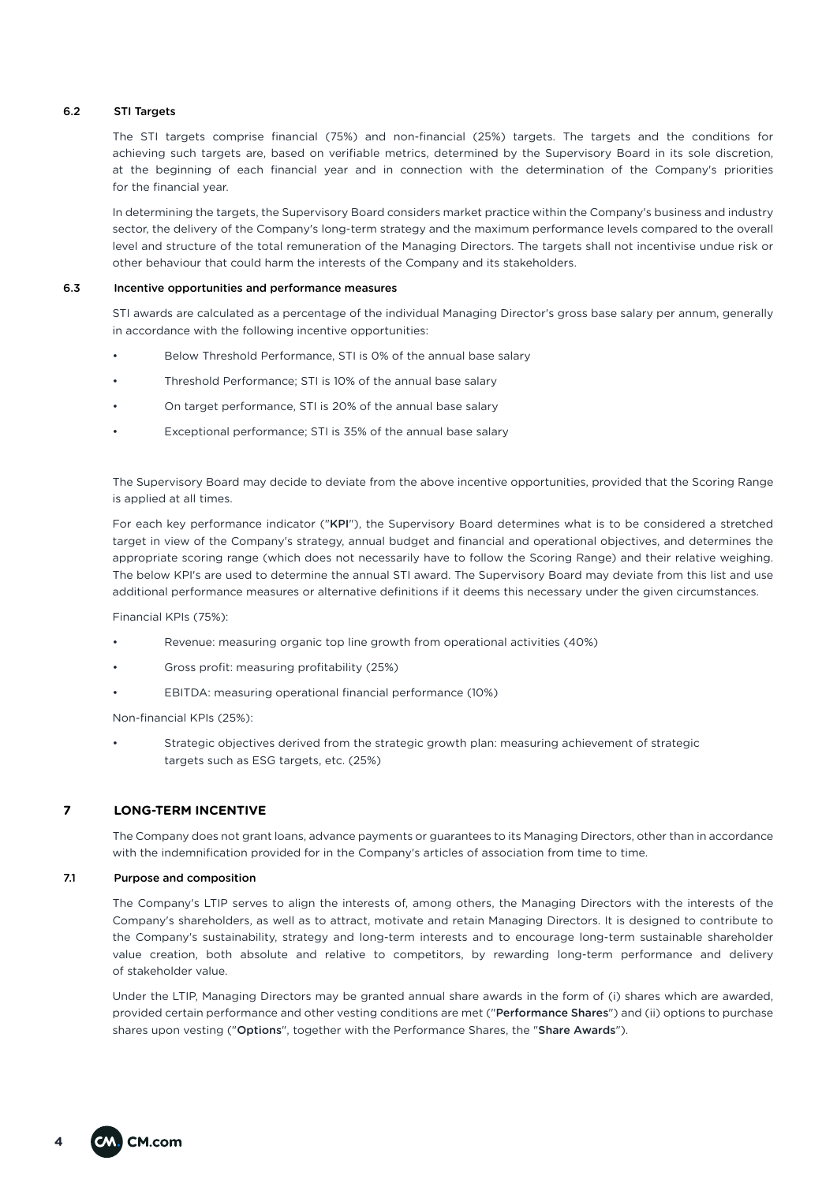### 6.2 STI Targets

The STI targets comprise financial (75%) and non-financial (25%) targets. The targets and the conditions for achieving such targets are, based on verifiable metrics, determined by the Supervisory Board in its sole discretion, at the beginning of each financial year and in connection with the determination of the Company's priorities for the financial year.

In determining the targets, the Supervisory Board considers market practice within the Company's business and industry sector, the delivery of the Company's long-term strategy and the maximum performance levels compared to the overall level and structure of the total remuneration of the Managing Directors. The targets shall not incentivise undue risk or other behaviour that could harm the interests of the Company and its stakeholders.

### 6.3 Incentive opportunities and performance measures

STI awards are calculated as a percentage of the individual Managing Director's gross base salary per annum, generally in accordance with the following incentive opportunities:

- Below Threshold Performance, STI is 0% of the annual base salary
- Threshold Performance; STI is 10% of the annual base salary
- On target performance, STI is 20% of the annual base salary
- Exceptional performance; STI is 35% of the annual base salary

The Supervisory Board may decide to deviate from the above incentive opportunities, provided that the Scoring Range is applied at all times.

For each key performance indicator ("**KPI**"), the Supervisory Board determines what is to be considered a stretched target in view of the Company's strategy, annual budget and financial and operational objectives, and determines the appropriate scoring range (which does not necessarily have to follow the Scoring Range) and their relative weighing. The below KPI's are used to determine the annual STI award. The Supervisory Board may deviate from this list and use additional performance measures or alternative definitions if it deems this necessary under the given circumstances.

Financial KPIs (75%):

- Revenue: measuring organic top line growth from operational activities (40%)
- Gross profit: measuring profitability (25%)
- EBITDA: measuring operational financial performance (10%)

Non-financial KPIs (25%):

- Strategic objectives derived from the strategic growth plan: measuring achievement of strategic targets such as ESG targets, etc. (25%)

## 7 LONG-TERM INCENTIVE

The Company does not grant loans, advance payments or guarantees to its Managing Directors, other than in accordance with the indemnification provided for in the Company's articles of association from time to time.

### 7.1 Purpose and composition

The Company's LTIP serves to align the interests of, among others, the Managing Directors with the interests of the Company's shareholders, as well as to attract, motivate and retain Managing Directors. It is designed to contribute to the Company's sustainability, strategy and long-term interests and to encourage long-term sustainable shareholder value creation, both absolute and relative to competitors, by rewarding long-term performance and delivery of stakeholder value.

Under the LTIP, Managing Directors may be granted annual share awards in the form of (i) shares which are awarded, provided certain performance and other vesting conditions are met ("**Performance Shares**") and (ii) options to purchase shares upon vesting ("**Options**", together with the Performance Shares, the "**Share Awards**").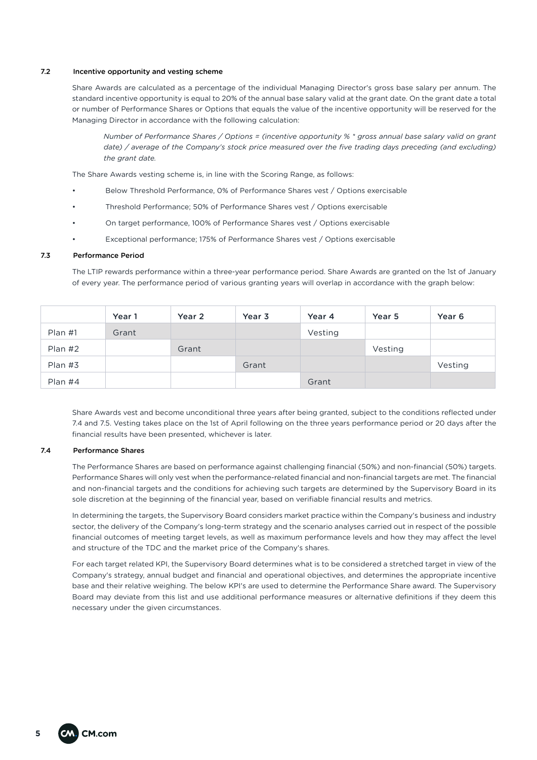### 7.2 Incentive opportunity and vesting scheme

Share Awards are calculated as a percentage of the individual Managing Director's gross base salary per annum. The standard incentive opportunity is equal to 20% of the annual base salary valid at the grant date. On the grant date a total or number of Performance Shares or Options that equals the value of the incentive opportunity will be reserved for the Managing Director in accordance with the following calculation:

> *Number of Performance Shares / Options = (incentive opportunity % * gross annual base salary valid on grant date) / average of the Company's stock price measured over the five trading days preceding (and excluding) the grant date.*

The Share Awards vesting scheme is, in line with the Scoring Range, as follows:

- Below Threshold Performance, 0% of Performance Shares vest / Options exercisable
- Threshold Performance; 50% of Performance Shares vest / Options exercisable
- On target performance, 100% of Performance Shares vest / Options exercisable
- Exceptional performance; 175% of Performance Shares vest / Options exercisable

### 7.3 Performance Period

The LTIP rewards performance within a three-year performance period. Share Awards are granted on the 1st of January of every year. The performance period of various granting years will overlap in accordance with the graph below:

| | Year 1 | Year 2 | Year 3 | Year 4 | Year 5 | Year 6 |
|---|---|---|---|---|---|---|
| Plan #1 | Grant | | | Vesting | | |
| Plan #2 | | Grant | | | Vesting | |
| Plan #3 | | | Grant | | | Vesting |
| Plan #4 | | | | Grant | | |

Share Awards vest and become unconditional three years after being granted, subject to the conditions reflected under 7.4 and 7.5. Vesting takes place on the 1st of April following on the three years performance period or 20 days after the financial results have been presented, whichever is later.

### 7.4 Performance Shares

The Performance Shares are based on performance against challenging financial (50%) and non-financial (50%) targets. Performance Shares will only vest when the performance-related financial and non-financial targets are met. The financial and non-financial targets and the conditions for achieving such targets are determined by the Supervisory Board in its sole discretion at the beginning of the financial year, based on verifiable financial results and metrics.

In determining the targets, the Supervisory Board considers market practice within the Company's business and industry sector, the delivery of the Company's long-term strategy and the scenario analyses carried out in respect of the possible financial outcomes of meeting target levels, as well as maximum performance levels and how they may affect the level and structure of the TDC and the market price of the Company's shares.

For each target related KPI, the Supervisory Board determines what is to be considered a stretched target in view of the Company's strategy, annual budget and financial and operational objectives, and determines the appropriate incentive base and their relative weighing. The below KPI's are used to determine the Performance Share award. The Supervisory Board may deviate from this list and use additional performance measures or alternative definitions if they deem this necessary under the given circumstances.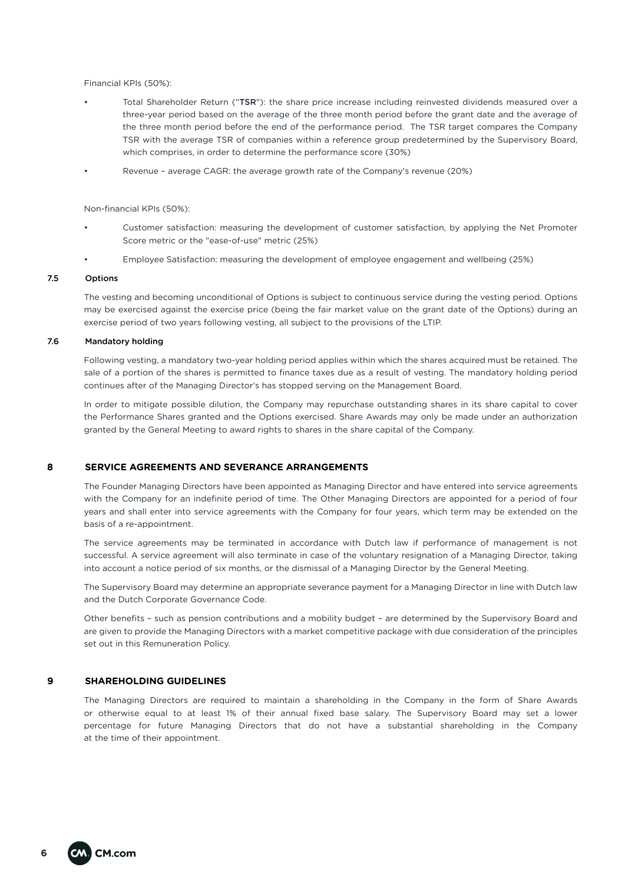Financial KPIs (50%):

- Total Shareholder Return ("**TSR**"): the share price increase including reinvested dividends measured over a three-year period based on the average of the three month period before the grant date and the average of the three month period before the end of the performance period. The TSR target compares the Company TSR with the average TSR of companies within a reference group predetermined by the Supervisory Board, which comprises, in order to determine the performance score (30%)
- Revenue – average CAGR: the average growth rate of the Company's revenue (20%)

Non-financial KPIs (50%):

- Customer satisfaction: measuring the development of customer satisfaction, by applying the Net Promoter Score metric or the "ease-of-use" metric (25%)
- Employee Satisfaction: measuring the development of employee engagement and wellbeing (25%)

### 7.5 Options

The vesting and becoming unconditional of Options is subject to continuous service during the vesting period. Options may be exercised against the exercise price (being the fair market value on the grant date of the Options) during an exercise period of two years following vesting, all subject to the provisions of the LTIP.

### 7.6 Mandatory holding

Following vesting, a mandatory two-year holding period applies within which the shares acquired must be retained. The sale of a portion of the shares is permitted to finance taxes due as a result of vesting. The mandatory holding period continues after of the Managing Director's has stopped serving on the Management Board.

In order to mitigate possible dilution, the Company may repurchase outstanding shares in its share capital to cover the Performance Shares granted and the Options exercised. Share Awards may only be made under an authorization granted by the General Meeting to award rights to shares in the share capital of the Company.

## 8 SERVICE AGREEMENTS AND SEVERANCE ARRANGEMENTS

The Founder Managing Directors have been appointed as Managing Director and have entered into service agreements with the Company for an indefinite period of time. The Other Managing Directors are appointed for a period of four years and shall enter into service agreements with the Company for four years, which term may be extended on the basis of a re-appointment.

The service agreements may be terminated in accordance with Dutch law if performance of management is not successful. A service agreement will also terminate in case of the voluntary resignation of a Managing Director, taking into account a notice period of six months, or the dismissal of a Managing Director by the General Meeting.

The Supervisory Board may determine an appropriate severance payment for a Managing Director in line with Dutch law and the Dutch Corporate Governance Code.

Other benefits – such as pension contributions and a mobility budget – are determined by the Supervisory Board and are given to provide the Managing Directors with a market competitive package with due consideration of the principles set out in this Remuneration Policy.

## 9 SHAREHOLDING GUIDELINES

The Managing Directors are required to maintain a shareholding in the Company in the form of Share Awards or otherwise equal to at least 1% of their annual fixed base salary. The Supervisory Board may set a lower percentage for future Managing Directors that do not have a substantial shareholding in the Company at the time of their appointment.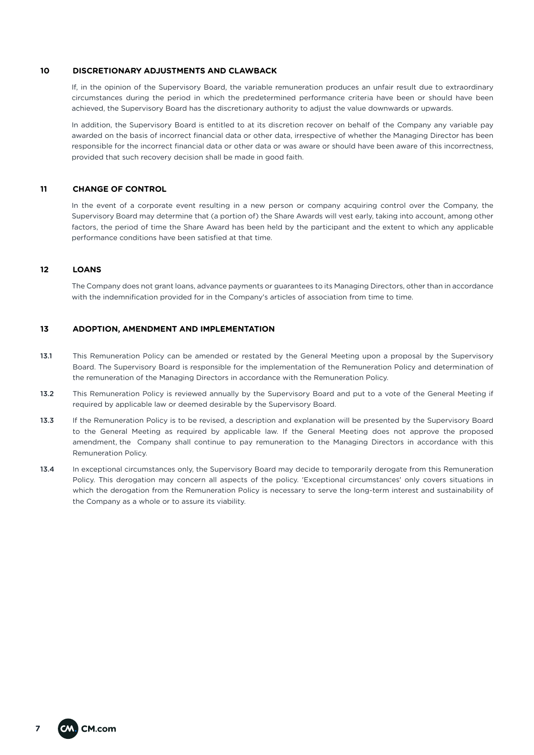## 10 DISCRETIONARY ADJUSTMENTS AND CLAWBACK

If, in the opinion of the Supervisory Board, the variable remuneration produces an unfair result due to extraordinary circumstances during the period in which the predetermined performance criteria have been or should have been achieved, the Supervisory Board has the discretionary authority to adjust the value downwards or upwards.

In addition, the Supervisory Board is entitled to at its discretion recover on behalf of the Company any variable pay awarded on the basis of incorrect financial data or other data, irrespective of whether the Managing Director has been responsible for the incorrect financial data or other data or was aware or should have been aware of this incorrectness, provided that such recovery decision shall be made in good faith.

## 11 CHANGE OF CONTROL

In the event of a corporate event resulting in a new person or company acquiring control over the Company, the Supervisory Board may determine that (a portion of) the Share Awards will vest early, taking into account, among other factors, the period of time the Share Award has been held by the participant and the extent to which any applicable performance conditions have been satisfied at that time.

## 12 LOANS

The Company does not grant loans, advance payments or guarantees to its Managing Directors, other than in accordance with the indemnification provided for in the Company's articles of association from time to time.

## 13 ADOPTION, AMENDMENT AND IMPLEMENTATION

13.1 This Remuneration Policy can be amended or restated by the General Meeting upon a proposal by the Supervisory Board. The Supervisory Board is responsible for the implementation of the Remuneration Policy and determination of the remuneration of the Managing Directors in accordance with the Remuneration Policy.

13.2 This Remuneration Policy is reviewed annually by the Supervisory Board and put to a vote of the General Meeting if required by applicable law or deemed desirable by the Supervisory Board.

13.3 If the Remuneration Policy is to be revised, a description and explanation will be presented by the Supervisory Board to the General Meeting as required by applicable law. If the General Meeting does not approve the proposed amendment, the Company shall continue to pay remuneration to the Managing Directors in accordance with this Remuneration Policy.

13.4 In exceptional circumstances only, the Supervisory Board may decide to temporarily derogate from this Remuneration Policy. This derogation may concern all aspects of the policy. 'Exceptional circumstances' only covers situations in which the derogation from the Remuneration Policy is necessary to serve the long-term interest and sustainability of the Company as a whole or to assure its viability.